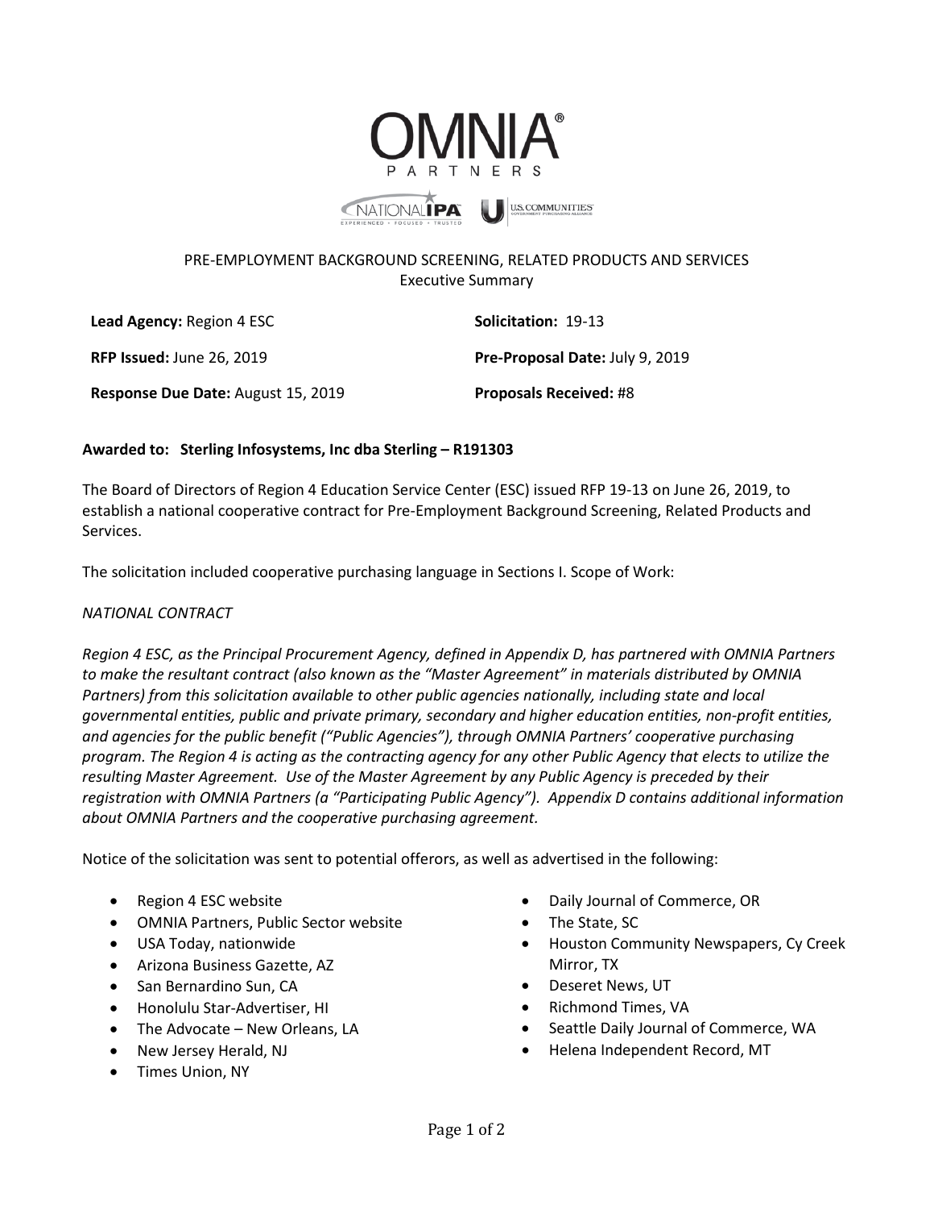PRE-EMPLOYMENT BACKGROUND SCREENING, RELATED PRODUCTS AND SERVICES
Executive Summary

**Lead Agency:** Region 4 ESC

**Solicitation:** 19-13

**RFP Issued:** June 26, 2019

**Pre-Proposal Date:** July 9, 2019

**Response Due Date:** August 15, 2019

**Proposals Received:** #8

**Awarded to: Sterling Infosystems, Inc dba Sterling – R191303**

The Board of Directors of Region 4 Education Service Center (ESC) issued RFP 19-13 on June 26, 2019, to establish a national cooperative contract for Pre-Employment Background Screening, Related Products and Services.

The solicitation included cooperative purchasing language in Sections I. Scope of Work:

*NATIONAL CONTRACT*

*Region 4 ESC, as the Principal Procurement Agency, defined in Appendix D, has partnered with OMNIA Partners to make the resultant contract (also known as the "Master Agreement" in materials distributed by OMNIA Partners) from this solicitation available to other public agencies nationally, including state and local governmental entities, public and private primary, secondary and higher education entities, non-profit entities, and agencies for the public benefit ("Public Agencies"), through OMNIA Partners' cooperative purchasing program. The Region 4 is acting as the contracting agency for any other Public Agency that elects to utilize the resulting Master Agreement. Use of the Master Agreement by any Public Agency is preceded by their registration with OMNIA Partners (a "Participating Public Agency"). Appendix D contains additional information about OMNIA Partners and the cooperative purchasing agreement.*

Notice of the solicitation was sent to potential offerors, as well as advertised in the following:

- Region 4 ESC website
- OMNIA Partners, Public Sector website
- USA Today, nationwide
- Arizona Business Gazette, AZ
- San Bernardino Sun, CA
- Honolulu Star-Advertiser, HI
- The Advocate – New Orleans, LA
- New Jersey Herald, NJ
- Times Union, NY
- Daily Journal of Commerce, OR
- The State, SC
- Houston Community Newspapers, Cy Creek Mirror, TX
- Deseret News, UT
- Richmond Times, VA
- Seattle Daily Journal of Commerce, WA
- Helena Independent Record, MT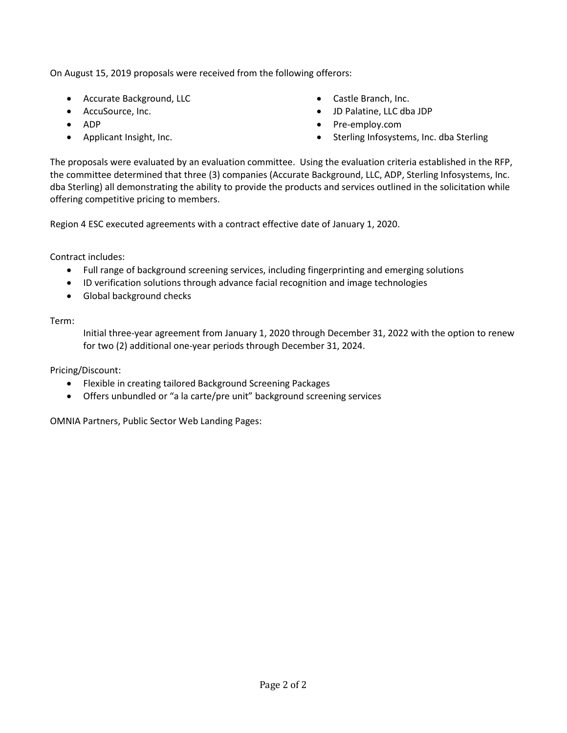On August 15, 2019 proposals were received from the following offerors:

- Accurate Background, LLC
- AccuSource, Inc.
- ADP
- Applicant Insight, Inc.
- Castle Branch, Inc.
- JD Palatine, LLC dba JDP
- Pre-employ.com
- Sterling Infosystems, Inc. dba Sterling

The proposals were evaluated by an evaluation committee. Using the evaluation criteria established in the RFP, the committee determined that three (3) companies (Accurate Background, LLC, ADP, Sterling Infosystems, Inc. dba Sterling) all demonstrating the ability to provide the products and services outlined in the solicitation while offering competitive pricing to members.

Region 4 ESC executed agreements with a contract effective date of January 1, 2020.

Contract includes:

- Full range of background screening services, including fingerprinting and emerging solutions
- ID verification solutions through advance facial recognition and image technologies
- Global background checks

Term:

Initial three-year agreement from January 1, 2020 through December 31, 2022 with the option to renew for two (2) additional one-year periods through December 31, 2024.

Pricing/Discount:

- Flexible in creating tailored Background Screening Packages
- Offers unbundled or "a la carte/pre unit" background screening services

OMNIA Partners, Public Sector Web Landing Pages: